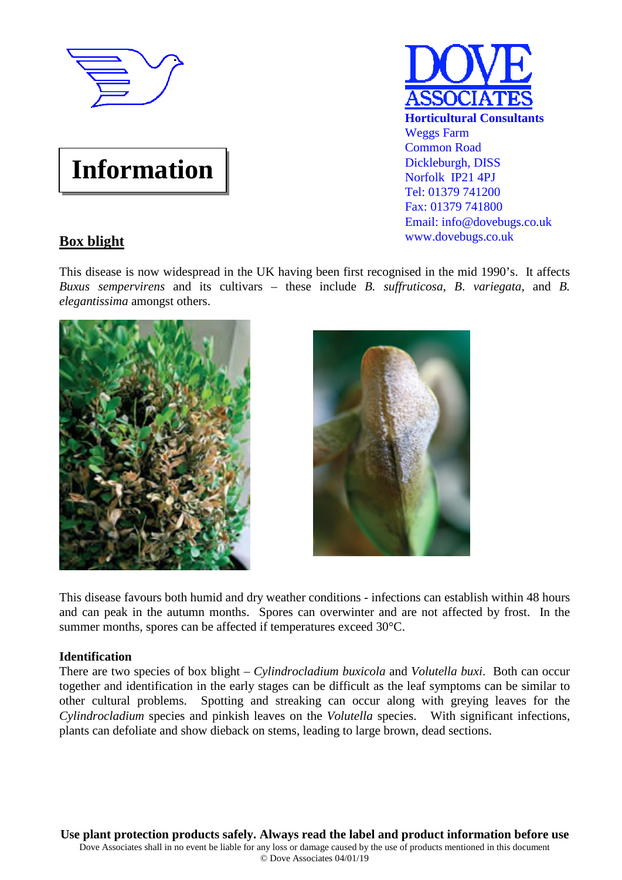# Information

**DOVE ASSOCIATES**
**Horticultural Consultants**
Weggs Farm
Common Road
Dickleburgh, DISS
Norfolk IP21 4PJ
Tel: 01379 741200
Fax: 01379 741800
Email: info@dovebugs.co.uk
www.dovebugs.co.uk

## Box blight

This disease is now widespread in the UK having been first recognised in the mid 1990's. It affects *Buxus sempervirens* and its cultivars – these include *B. suffruticosa*, *B. variegata*, and *B. elegantissima* amongst others.

This disease favours both humid and dry weather conditions - infections can establish within 48 hours and can peak in the autumn months. Spores can overwinter and are not affected by frost. In the summer months, spores can be affected if temperatures exceed 30°C.

### Identification

There are two species of box blight – *Cylindrocladium buxicola* and *Volutella buxi*. Both can occur together and identification in the early stages can be difficult as the leaf symptoms can be similar to other cultural problems. Spotting and streaking can occur along with greying leaves for the *Cylindrocladium* species and pinkish leaves on the *Volutella* species. With significant infections, plants can defoliate and show dieback on stems, leading to large brown, dead sections.

**Use plant protection products safely. Always read the label and product information before use**

Dove Associates shall in no event be liable for any loss or damage caused by the use of products mentioned in this document

© Dove Associates 04/01/19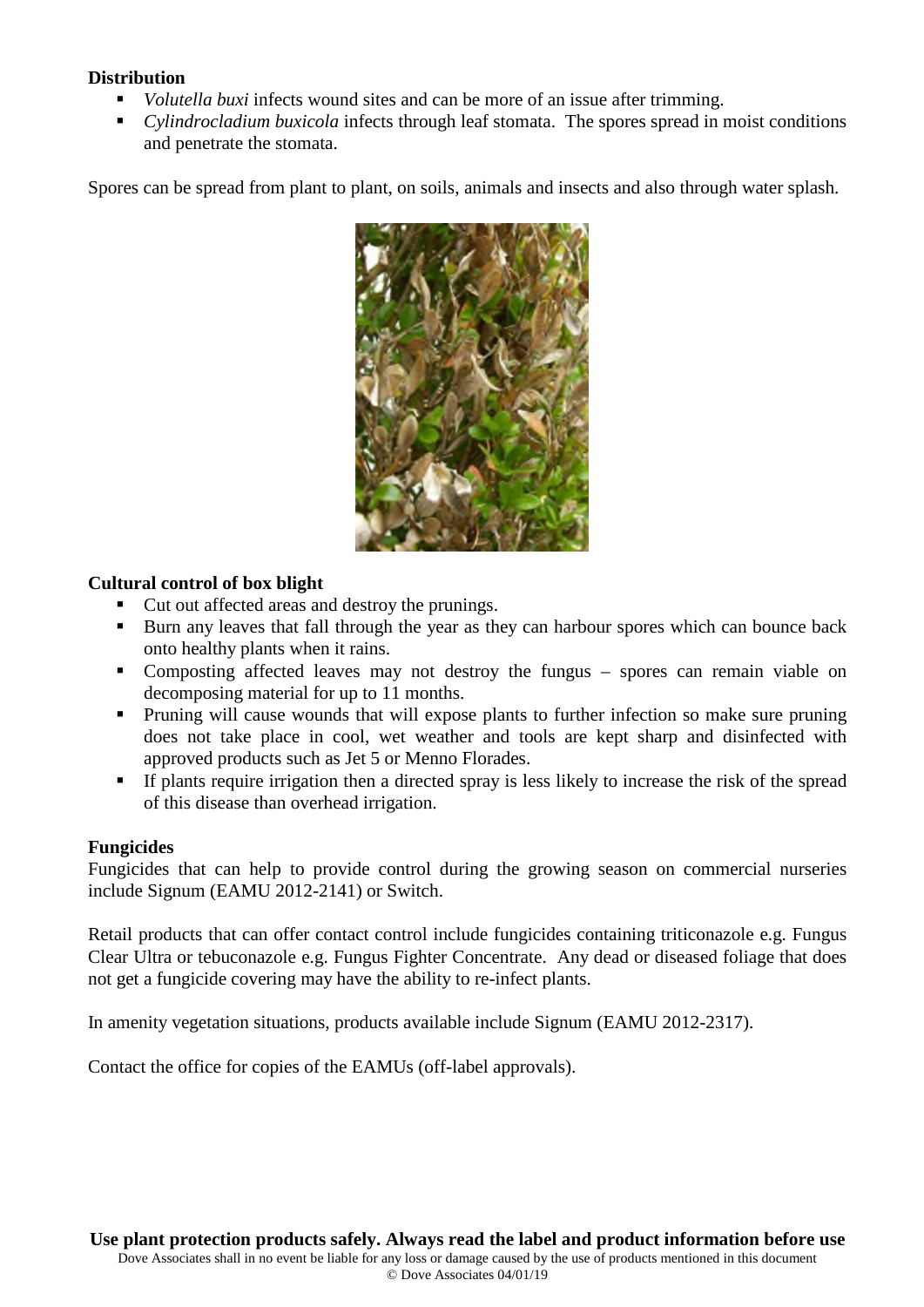**Distribution**

- *Volutella buxi* infects wound sites and can be more of an issue after trimming.
- *Cylindrocladium buxicola* infects through leaf stomata. The spores spread in moist conditions and penetrate the stomata.

Spores can be spread from plant to plant, on soils, animals and insects and also through water splash.

**Cultural control of box blight**

- Cut out affected areas and destroy the prunings.
- Burn any leaves that fall through the year as they can harbour spores which can bounce back onto healthy plants when it rains.
- Composting affected leaves may not destroy the fungus – spores can remain viable on decomposing material for up to 11 months.
- Pruning will cause wounds that will expose plants to further infection so make sure pruning does not take place in cool, wet weather and tools are kept sharp and disinfected with approved products such as Jet 5 or Menno Florades.
- If plants require irrigation then a directed spray is less likely to increase the risk of the spread of this disease than overhead irrigation.

**Fungicides**

Fungicides that can help to provide control during the growing season on commercial nurseries include Signum (EAMU 2012-2141) or Switch.

Retail products that can offer contact control include fungicides containing triticonazole e.g. Fungus Clear Ultra or tebuconazole e.g. Fungus Fighter Concentrate. Any dead or diseased foliage that does not get a fungicide covering may have the ability to re-infect plants.

In amenity vegetation situations, products available include Signum (EAMU 2012-2317).

Contact the office for copies of the EAMUs (off-label approvals).

**Use plant protection products safely. Always read the label and product information before use**

Dove Associates shall in no event be liable for any loss or damage caused by the use of products mentioned in this document

© Dove Associates 04/01/19